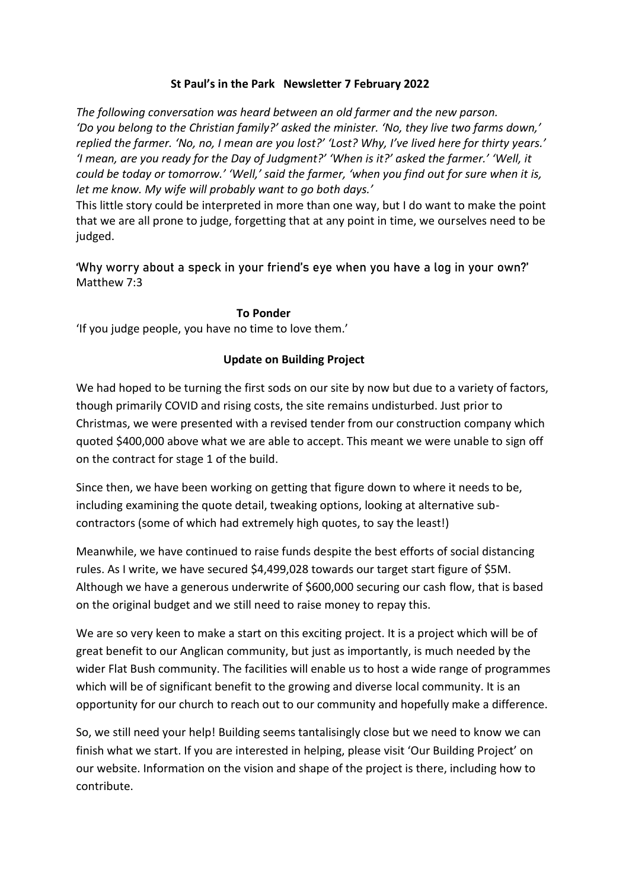**St Paul's in the Park Newsletter 7 February 2022**

*The following conversation was heard between an old farmer and the new parson. 'Do you belong to the Christian family?' asked the minister. 'No, they live two farms down,' replied the farmer. 'No, no, I mean are you lost?' 'Lost? Why, I've lived here for thirty years.' 'I mean, are you ready for the Day of Judgment?' 'When is it?' asked the farmer.' 'Well, it could be today or tomorrow.' 'Well,' said the farmer, 'when you find out for sure when it is, let me know. My wife will probably want to go both days.'*

This little story could be interpreted in more than one way, but I do want to make the point that we are all prone to judge, forgetting that at any point in time, we ourselves need to be judged.

**'Why worry about a speck in your friend's eye when you have a log in your own?'**
Matthew 7:3

**To Ponder**

'If you judge people, you have no time to love them.'

**Update on Building Project**

We had hoped to be turning the first sods on our site by now but due to a variety of factors, though primarily COVID and rising costs, the site remains undisturbed. Just prior to Christmas, we were presented with a revised tender from our construction company which quoted $400,000 above what we are able to accept. This meant we were unable to sign off on the contract for stage 1 of the build.

Since then, we have been working on getting that figure down to where it needs to be, including examining the quote detail, tweaking options, looking at alternative sub-contractors (some of which had extremely high quotes, to say the least!)

Meanwhile, we have continued to raise funds despite the best efforts of social distancing rules. As I write, we have secured $4,499,028 towards our target start figure of $5M. Although we have a generous underwrite of $600,000 securing our cash flow, that is based on the original budget and we still need to raise money to repay this.

We are so very keen to make a start on this exciting project. It is a project which will be of great benefit to our Anglican community, but just as importantly, is much needed by the wider Flat Bush community. The facilities will enable us to host a wide range of programmes which will be of significant benefit to the growing and diverse local community. It is an opportunity for our church to reach out to our community and hopefully make a difference.

So, we still need your help! Building seems tantalisingly close but we need to know we can finish what we start. If you are interested in helping, please visit 'Our Building Project' on our website. Information on the vision and shape of the project is there, including how to contribute.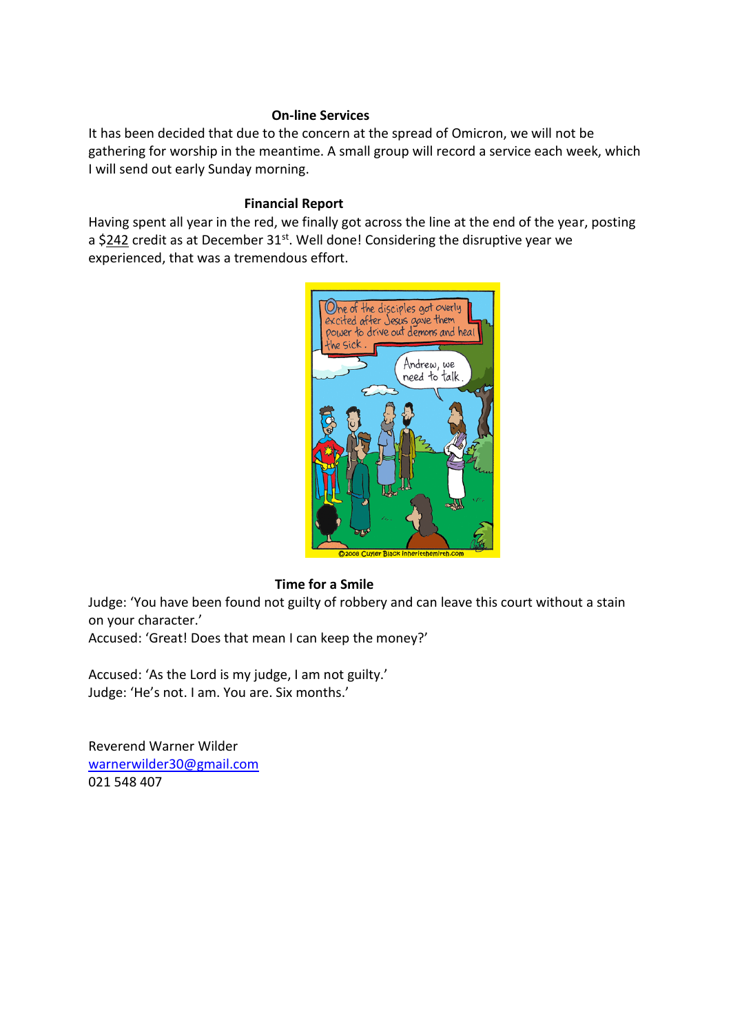### On-line Services

It has been decided that due to the concern at the spread of Omicron, we will not be gathering for worship in the meantime. A small group will record a service each week, which I will send out early Sunday morning.

### Financial Report

Having spent all year in the red, we finally got across the line at the end of the year, posting a $242 credit as at December 31st. Well done! Considering the disruptive year we experienced, that was a tremendous effort.

### Time for a Smile

Judge: 'You have been found not guilty of robbery and can leave this court without a stain on your character.'
Accused: 'Great! Does that mean I can keep the money?'

Accused: 'As the Lord is my judge, I am not guilty.'
Judge: 'He's not. I am. You are. Six months.'

Reverend Warner Wilder
warnerwilder30@gmail.com
021 548 407